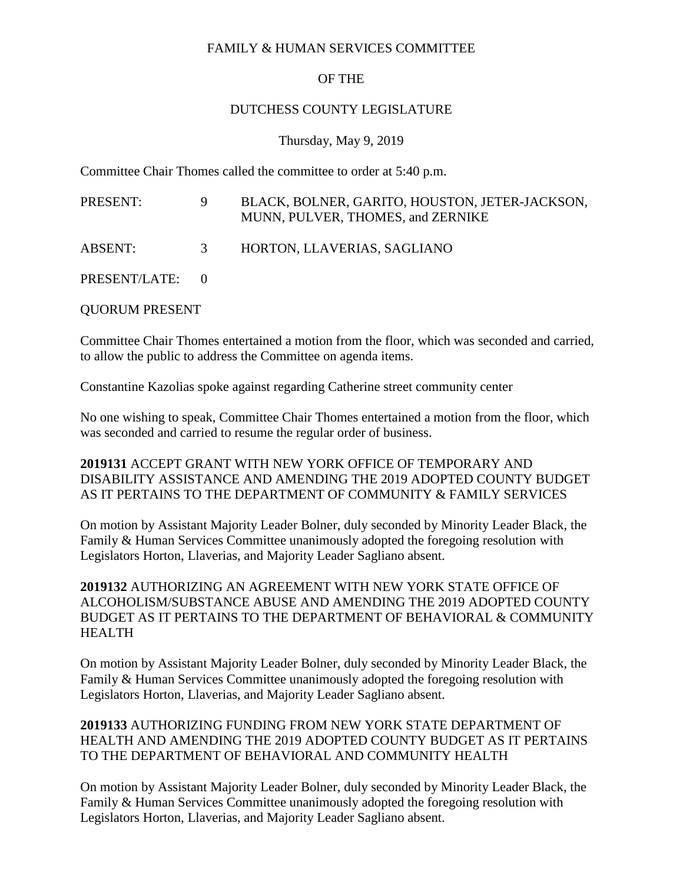FAMILY & HUMAN SERVICES COMMITTEE

OF THE

DUTCHESS COUNTY LEGISLATURE

Thursday, May 9, 2019

Committee Chair Thomes called the committee to order at 5:40 p.m.

| | | |
|---|---|---|
| PRESENT: | 9 | BLACK, BOLNER, GARITO, HOUSTON, JETER-JACKSON, MUNN, PULVER, THOMES, and ZERNIKE |
| ABSENT: | 3 | HORTON, LLAVERIAS, SAGLIANO |
| PRESENT/LATE: | 0 | |

QUORUM PRESENT

Committee Chair Thomes entertained a motion from the floor, which was seconded and carried, to allow the public to address the Committee on agenda items.

Constantine Kazolias spoke against regarding Catherine street community center

No one wishing to speak, Committee Chair Thomes entertained a motion from the floor, which was seconded and carried to resume the regular order of business.

**2019131** ACCEPT GRANT WITH NEW YORK OFFICE OF TEMPORARY AND DISABILITY ASSISTANCE AND AMENDING THE 2019 ADOPTED COUNTY BUDGET AS IT PERTAINS TO THE DEPARTMENT OF COMMUNITY & FAMILY SERVICES

On motion by Assistant Majority Leader Bolner, duly seconded by Minority Leader Black, the Family & Human Services Committee unanimously adopted the foregoing resolution with Legislators Horton, Llaverias, and Majority Leader Sagliano absent.

**2019132** AUTHORIZING AN AGREEMENT WITH NEW YORK STATE OFFICE OF ALCOHOLISM/SUBSTANCE ABUSE AND AMENDING THE 2019 ADOPTED COUNTY BUDGET AS IT PERTAINS TO THE DEPARTMENT OF BEHAVIORAL & COMMUNITY HEALTH

On motion by Assistant Majority Leader Bolner, duly seconded by Minority Leader Black, the Family & Human Services Committee unanimously adopted the foregoing resolution with Legislators Horton, Llaverias, and Majority Leader Sagliano absent.

**2019133** AUTHORIZING FUNDING FROM NEW YORK STATE DEPARTMENT OF HEALTH AND AMENDING THE 2019 ADOPTED COUNTY BUDGET AS IT PERTAINS TO THE DEPARTMENT OF BEHAVIORAL AND COMMUNITY HEALTH

On motion by Assistant Majority Leader Bolner, duly seconded by Minority Leader Black, the Family & Human Services Committee unanimously adopted the foregoing resolution with Legislators Horton, Llaverias, and Majority Leader Sagliano absent.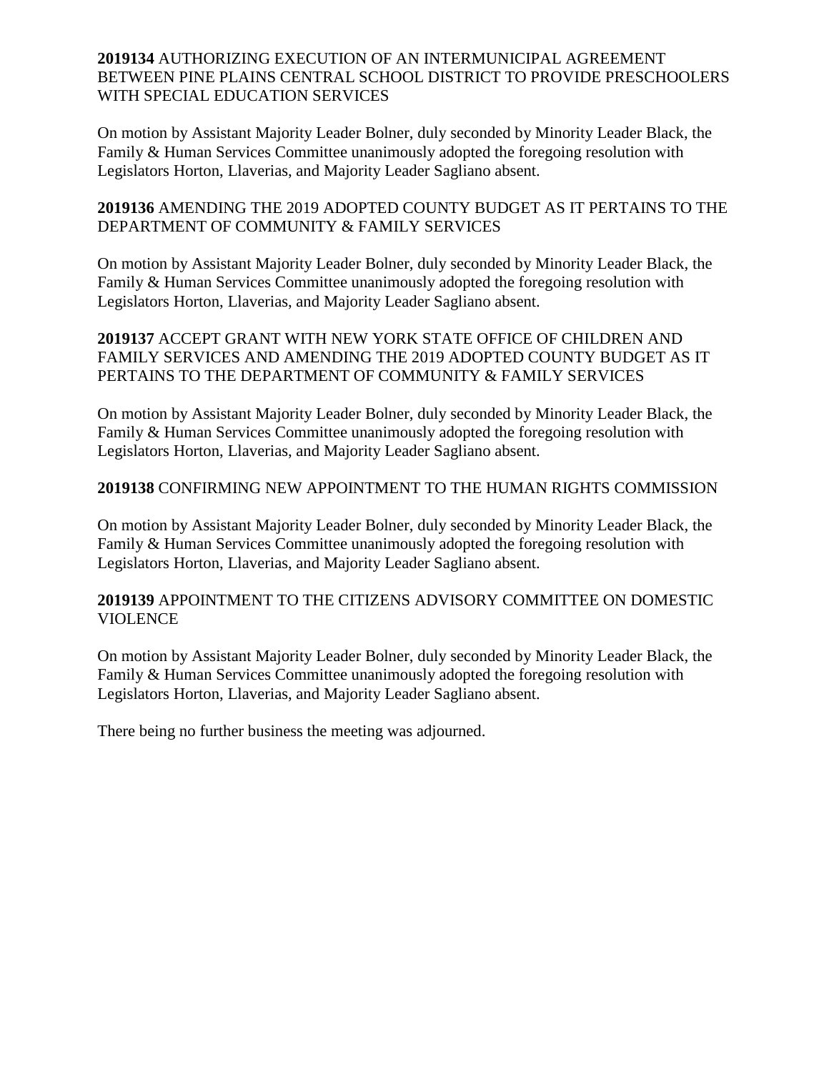**2019134** AUTHORIZING EXECUTION OF AN INTERMUNICIPAL AGREEMENT BETWEEN PINE PLAINS CENTRAL SCHOOL DISTRICT TO PROVIDE PRESCHOOLERS WITH SPECIAL EDUCATION SERVICES

On motion by Assistant Majority Leader Bolner, duly seconded by Minority Leader Black, the Family & Human Services Committee unanimously adopted the foregoing resolution with Legislators Horton, Llaverias, and Majority Leader Sagliano absent.

**2019136** AMENDING THE 2019 ADOPTED COUNTY BUDGET AS IT PERTAINS TO THE DEPARTMENT OF COMMUNITY & FAMILY SERVICES

On motion by Assistant Majority Leader Bolner, duly seconded by Minority Leader Black, the Family & Human Services Committee unanimously adopted the foregoing resolution with Legislators Horton, Llaverias, and Majority Leader Sagliano absent.

**2019137** ACCEPT GRANT WITH NEW YORK STATE OFFICE OF CHILDREN AND FAMILY SERVICES AND AMENDING THE 2019 ADOPTED COUNTY BUDGET AS IT PERTAINS TO THE DEPARTMENT OF COMMUNITY & FAMILY SERVICES

On motion by Assistant Majority Leader Bolner, duly seconded by Minority Leader Black, the Family & Human Services Committee unanimously adopted the foregoing resolution with Legislators Horton, Llaverias, and Majority Leader Sagliano absent.

**2019138** CONFIRMING NEW APPOINTMENT TO THE HUMAN RIGHTS COMMISSION

On motion by Assistant Majority Leader Bolner, duly seconded by Minority Leader Black, the Family & Human Services Committee unanimously adopted the foregoing resolution with Legislators Horton, Llaverias, and Majority Leader Sagliano absent.

**2019139** APPOINTMENT TO THE CITIZENS ADVISORY COMMITTEE ON DOMESTIC VIOLENCE

On motion by Assistant Majority Leader Bolner, duly seconded by Minority Leader Black, the Family & Human Services Committee unanimously adopted the foregoing resolution with Legislators Horton, Llaverias, and Majority Leader Sagliano absent.

There being no further business the meeting was adjourned.